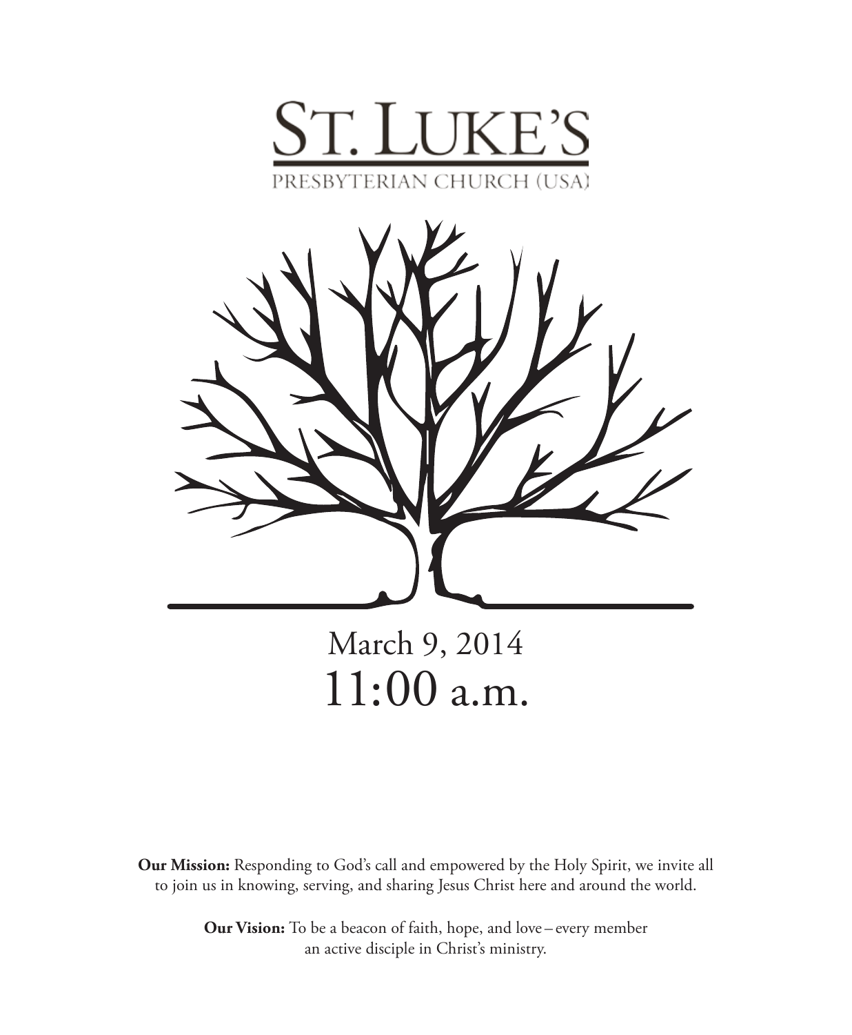# St. Luke's

Presbyterian Church (USA)

March 9, 2014

11:00 a.m.

**Our Mission:** Responding to God's call and empowered by the Holy Spirit, we invite all to join us in knowing, serving, and sharing Jesus Christ here and around the world.

**Our Vision:** To be a beacon of faith, hope, and love – every member an active disciple in Christ's ministry.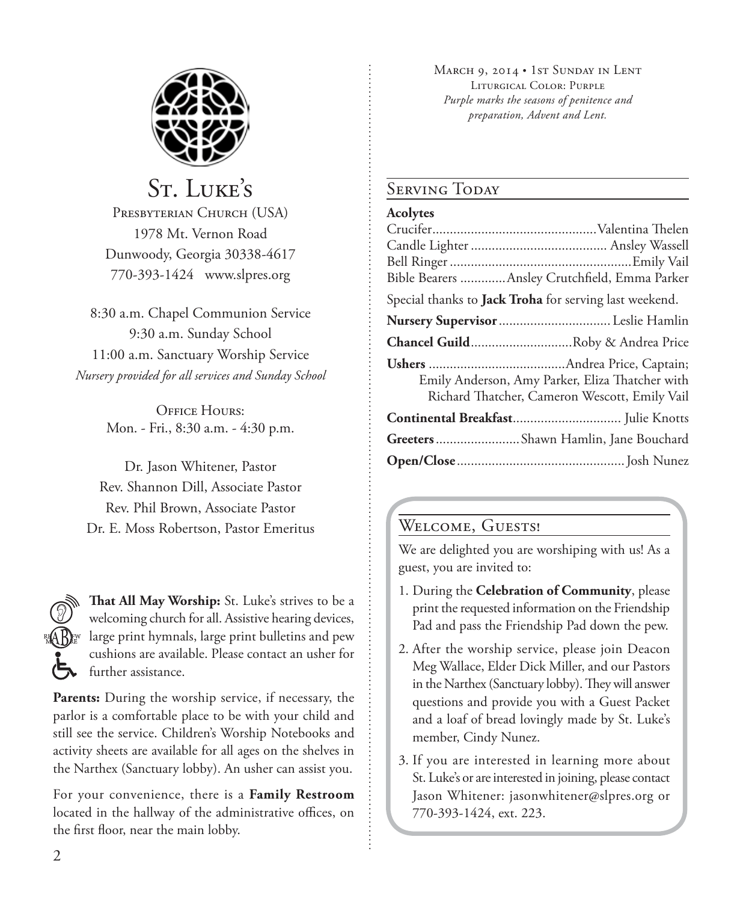# St. Luke's

Presbyterian Church (USA)
1978 Mt. Vernon Road
Dunwoody, Georgia 30338-4617
770-393-1424 www.slpres.org

8:30 a.m. Chapel Communion Service
9:30 a.m. Sunday School
11:00 a.m. Sanctuary Worship Service
*Nursery provided for all services and Sunday School*

Office Hours:
Mon. - Fri., 8:30 a.m. - 4:30 p.m.

Dr. Jason Whitener, Pastor
Rev. Shannon Dill, Associate Pastor
Rev. Phil Brown, Associate Pastor
Dr. E. Moss Robertson, Pastor Emeritus

**That All May Worship:** St. Luke's strives to be a welcoming church for all. Assistive hearing devices, large print hymnals, large print bulletins and pew cushions are available. Please contact an usher for further assistance.

**Parents:** During the worship service, if necessary, the parlor is a comfortable place to be with your child and still see the service. Children's Worship Notebooks and activity sheets are available for all ages on the shelves in the Narthex (Sanctuary lobby). An usher can assist you.

For your convenience, there is a **Family Restroom** located in the hallway of the administrative offices, on the first floor, near the main lobby.

March 9, 2014 • 1st Sunday in Lent
Liturgical Color: Purple
*Purple marks the seasons of penitence and preparation, Advent and Lent.*

## Serving Today

**Acolytes**
Crucifer............Valentina Thelen
Candle Lighter............Ansley Wassell
Bell Ringer............Emily Vail
Bible Bearers............Ansley Crutchfield, Emma Parker

Special thanks to **Jack Troha** for serving last weekend.

**Nursery Supervisor**............Leslie Hamlin

**Chancel Guild**............Roby & Andrea Price

**Ushers**............Andrea Price, Captain; Emily Anderson, Amy Parker, Eliza Thatcher with Richard Thatcher, Cameron Wescott, Emily Vail

**Continental Breakfast**............Julie Knotts

**Greeters**............Shawn Hamlin, Jane Bouchard

**Open/Close**............Josh Nunez

## Welcome, Guests!

We are delighted you are worshiping with us! As a guest, you are invited to:

1. During the **Celebration of Community**, please print the requested information on the Friendship Pad and pass the Friendship Pad down the pew.
2. After the worship service, please join Deacon Meg Wallace, Elder Dick Miller, and our Pastors in the Narthex (Sanctuary lobby). They will answer questions and provide you with a Guest Packet and a loaf of bread lovingly made by St. Luke's member, Cindy Nunez.
3. If you are interested in learning more about St. Luke's or are interested in joining, please contact Jason Whitener: jasonwhitener@slpres.org or 770-393-1424, ext. 223.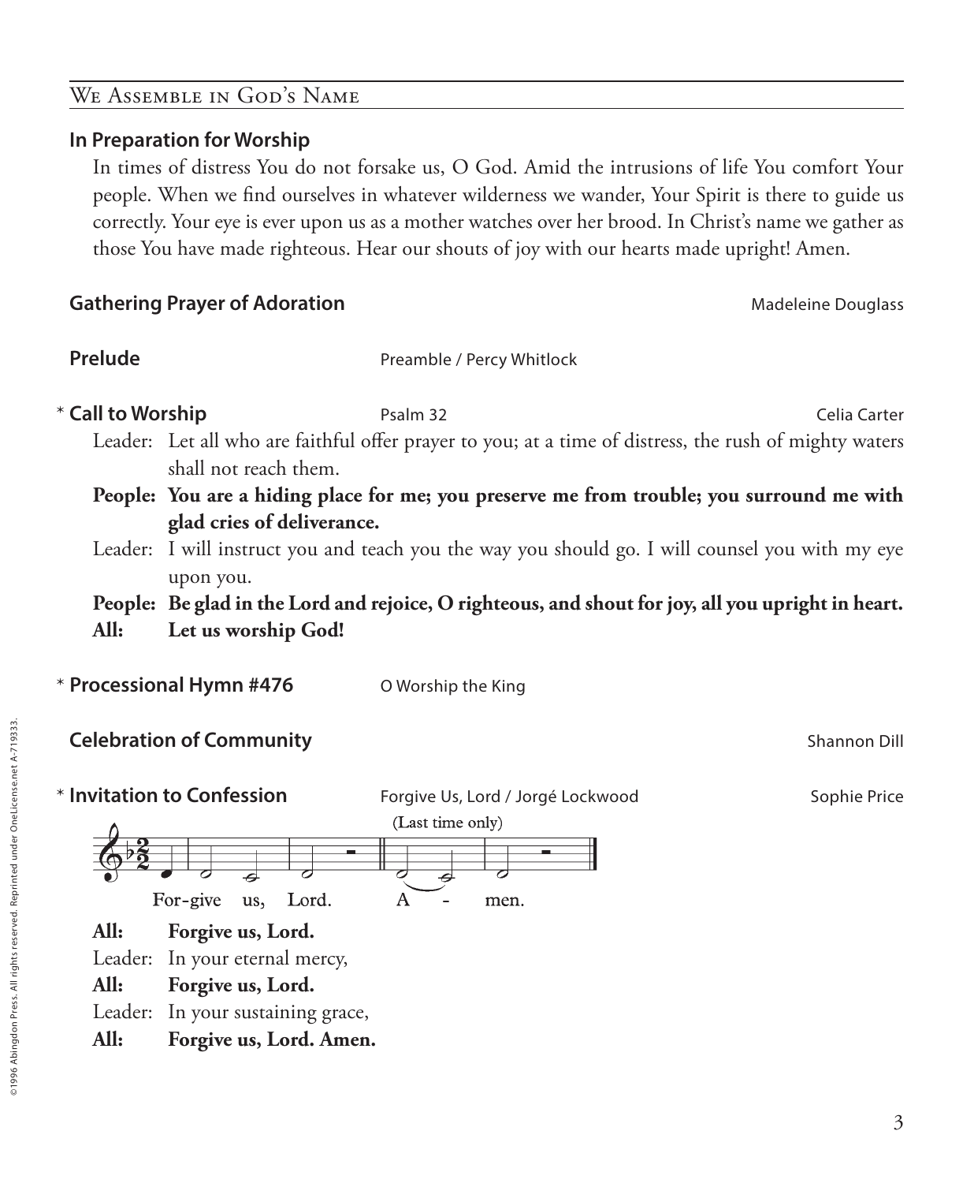## We Assemble in God's Name

**In Preparation for Worship**

In times of distress You do not forsake us, O God. Amid the intrusions of life You comfort Your people. When we find ourselves in whatever wilderness we wander, Your Spirit is there to guide us correctly. Your eye is ever upon us as a mother watches over her brood. In Christ's name we gather as those You have made righteous. Hear our shouts of joy with our hearts made upright! Amen.

**Gathering Prayer of Adoration** — Madeleine Douglass

**Prelude** — Preamble / Percy Whitlock

\* **Call to Worship** — Psalm 32 — Celia Carter

Leader: Let all who are faithful offer prayer to you; at a time of distress, the rush of mighty waters shall not reach them.

**People: You are a hiding place for me; you preserve me from trouble; you surround me with glad cries of deliverance.**

Leader: I will instruct you and teach you the way you should go. I will counsel you with my eye upon you.

**People: Be glad in the Lord and rejoice, O righteous, and shout for joy, all you upright in heart.**

**All: Let us worship God!**

\* **Processional Hymn #476** — O Worship the King

**Celebration of Community** — Shannon Dill

\* **Invitation to Confession** — Forgive Us, Lord / Jorgé Lockwood — Sophie Price

(Last time only)

For-give us, Lord. A - men.

**All: Forgive us, Lord.**

Leader: In your eternal mercy,

**All: Forgive us, Lord.**

Leader: In your sustaining grace,

**All: Forgive us, Lord. Amen.**

©1996 Abingdon Press. All rights reserved. Reprinted under OneLicense.net A-719333.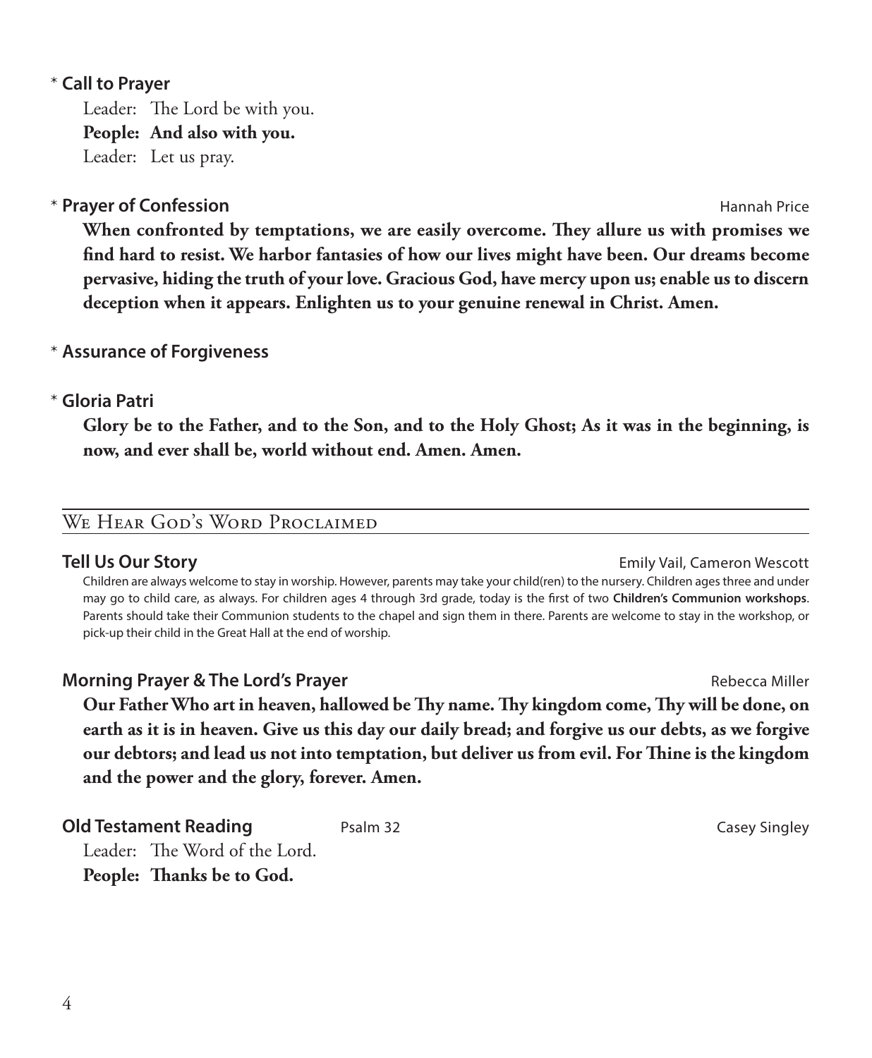\* **Call to Prayer**

Leader: The Lord be with you.
**People: And also with you.**
Leader: Let us pray.

\* **Prayer of Confession** — Hannah Price

**When confronted by temptations, we are easily overcome. They allure us with promises we find hard to resist. We harbor fantasies of how our lives might have been. Our dreams become pervasive, hiding the truth of your love. Gracious God, have mercy upon us; enable us to discern deception when it appears. Enlighten us to your genuine renewal in Christ. Amen.**

\* **Assurance of Forgiveness**

\* **Gloria Patri**

**Glory be to the Father, and to the Son, and to the Holy Ghost; As it was in the beginning, is now, and ever shall be, world without end. Amen. Amen.**

## We Hear God's Word Proclaimed

**Tell Us Our Story** — Emily Vail, Cameron Wescott

Children are always welcome to stay in worship. However, parents may take your child(ren) to the nursery. Children ages three and under may go to child care, as always. For children ages 4 through 3rd grade, today is the first of two **Children's Communion workshops**. Parents should take their Communion students to the chapel and sign them in there. Parents are welcome to stay in the workshop, or pick-up their child in the Great Hall at the end of worship.

**Morning Prayer & The Lord's Prayer** — Rebecca Miller

**Our Father Who art in heaven, hallowed be Thy name. Thy kingdom come, Thy will be done, on earth as it is in heaven. Give us this day our daily bread; and forgive us our debts, as we forgive our debtors; and lead us not into temptation, but deliver us from evil. For Thine is the kingdom and the power and the glory, forever. Amen.**

**Old Testament Reading** — Psalm 32 — Casey Singley

Leader: The Word of the Lord.
**People: Thanks be to God.**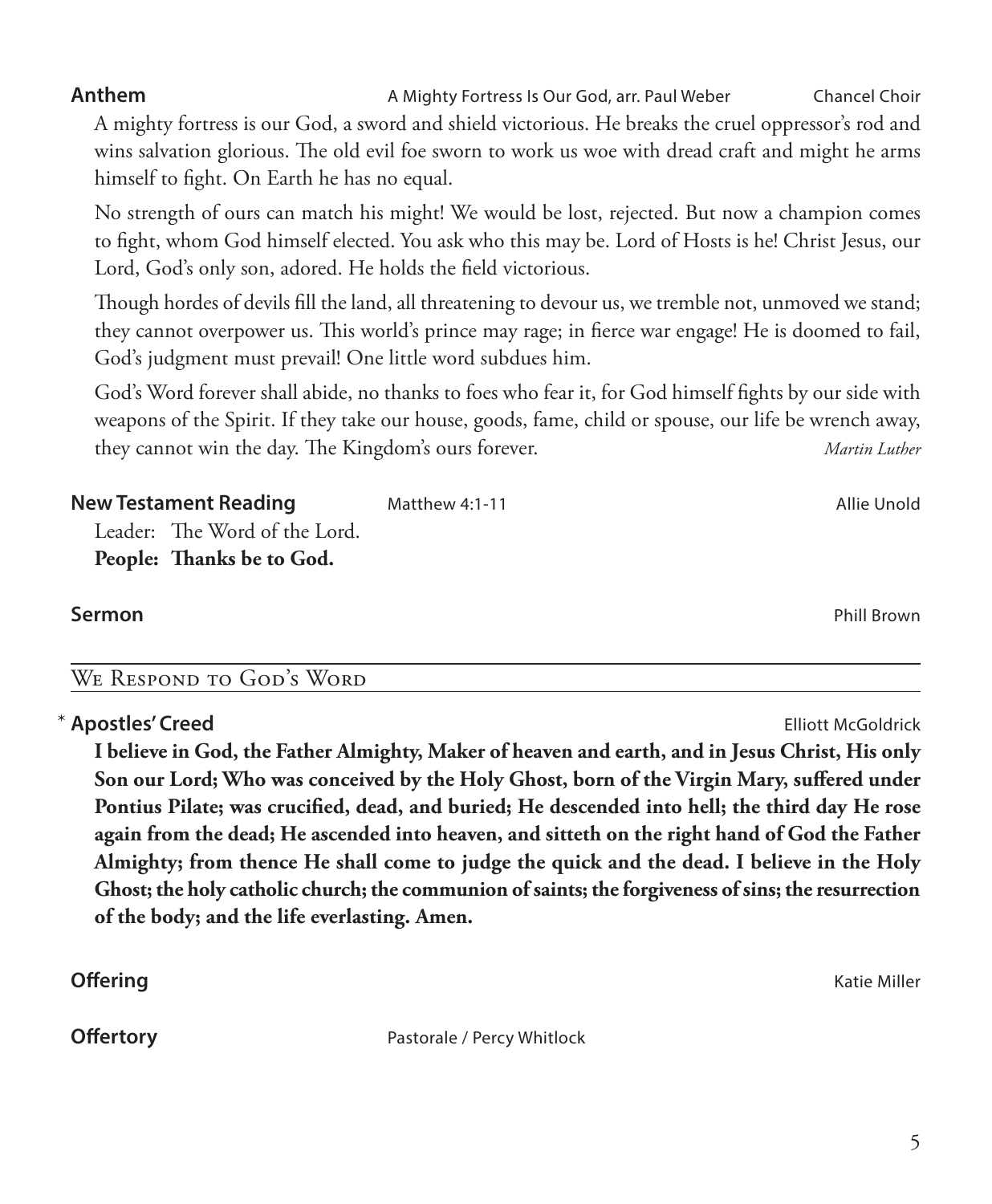**Anthem** A Mighty Fortress Is Our God, arr. Paul Weber Chancel Choir

A mighty fortress is our God, a sword and shield victorious. He breaks the cruel oppressor's rod and wins salvation glorious. The old evil foe sworn to work us woe with dread craft and might he arms himself to fight. On Earth he has no equal.

No strength of ours can match his might! We would be lost, rejected. But now a champion comes to fight, whom God himself elected. You ask who this may be. Lord of Hosts is he! Christ Jesus, our Lord, God's only son, adored. He holds the field victorious.

Though hordes of devils fill the land, all threatening to devour us, we tremble not, unmoved we stand; they cannot overpower us. This world's prince may rage; in fierce war engage! He is doomed to fail, God's judgment must prevail! One little word subdues him.

God's Word forever shall abide, no thanks to foes who fear it, for God himself fights by our side with weapons of the Spirit. If they take our house, goods, fame, child or spouse, our life be wrench away, they cannot win the day. The Kingdom's ours forever. *Martin Luther*

**New Testament Reading** Matthew 4:1-11 Allie Unold

Leader: The Word of the Lord.
**People: Thanks be to God.**

**Sermon** Phill Brown

## We Respond to God's Word

\* **Apostles' Creed** Elliott McGoldrick

**I believe in God, the Father Almighty, Maker of heaven and earth, and in Jesus Christ, His only Son our Lord; Who was conceived by the Holy Ghost, born of the Virgin Mary, suffered under Pontius Pilate; was crucified, dead, and buried; He descended into hell; the third day He rose again from the dead; He ascended into heaven, and sitteth on the right hand of God the Father Almighty; from thence He shall come to judge the quick and the dead. I believe in the Holy Ghost; the holy catholic church; the communion of saints; the forgiveness of sins; the resurrection of the body; and the life everlasting. Amen.**

**Offering** Katie Miller

**Offertory** Pastorale / Percy Whitlock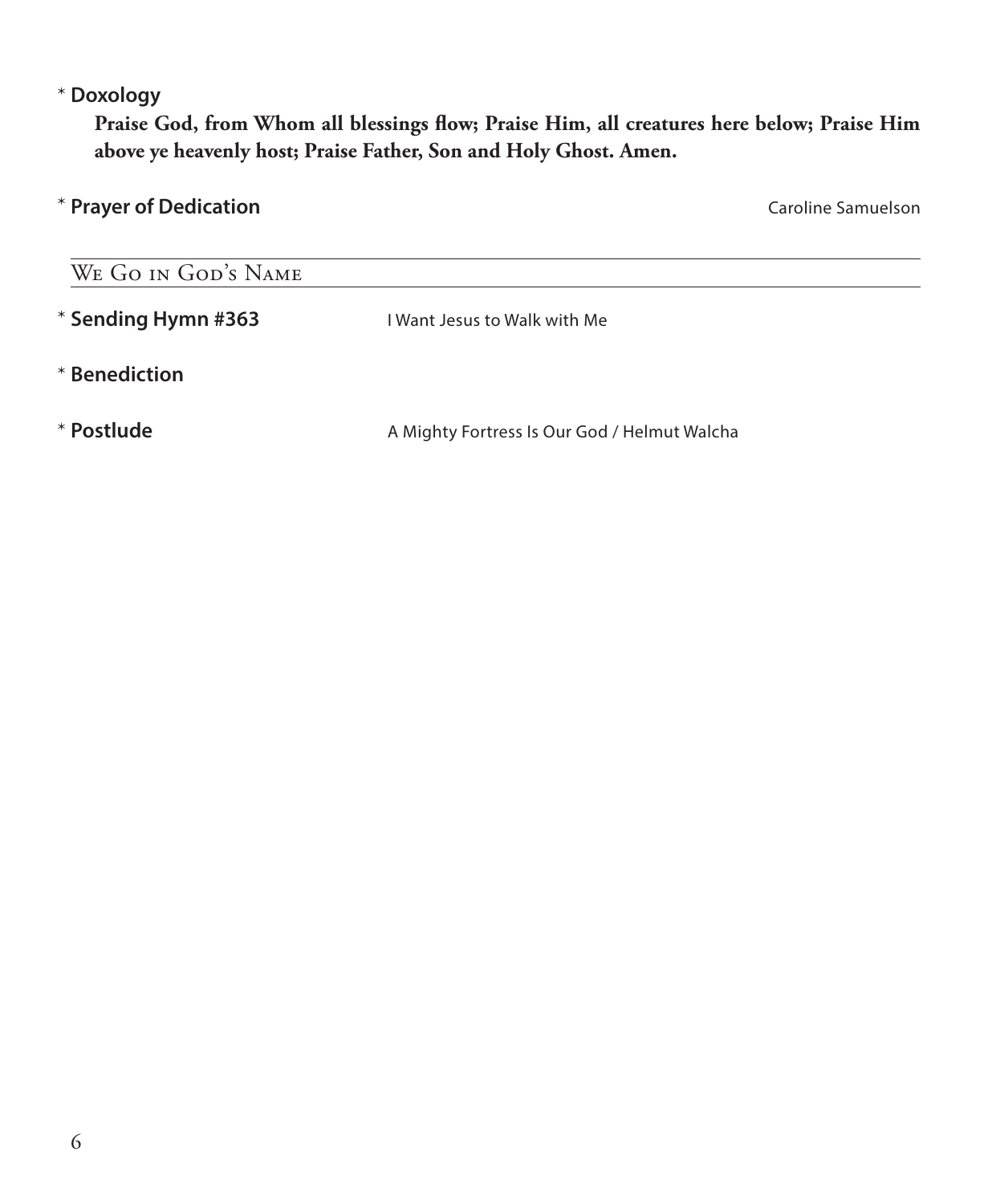* **Doxology**

**Praise God, from Whom all blessings flow; Praise Him, all creatures here below; Praise Him above ye heavenly host; Praise Father, Son and Holy Ghost. Amen.**

* **Prayer of Dedication** — Caroline Samuelson

## We Go in God's Name

* **Sending Hymn #363** — I Want Jesus to Walk with Me

* **Benediction**

* **Postlude** — A Mighty Fortress Is Our God / Helmut Walcha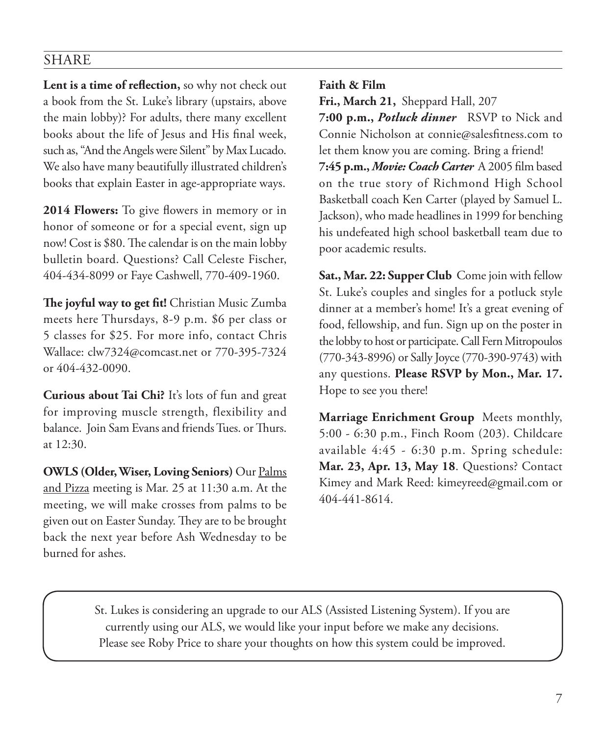## SHARE

**Lent is a time of reflection,** so why not check out a book from the St. Luke's library (upstairs, above the main lobby)? For adults, there many excellent books about the life of Jesus and His final week, such as, "And the Angels were Silent" by Max Lucado. We also have many beautifully illustrated children's books that explain Easter in age-appropriate ways.

**2014 Flowers:** To give flowers in memory or in honor of someone or for a special event, sign up now! Cost is $80. The calendar is on the main lobby bulletin board. Questions? Call Celeste Fischer, 404-434-8099 or Faye Cashwell, 770-409-1960.

**The joyful way to get fit!** Christian Music Zumba meets here Thursdays, 8-9 p.m. $6 per class or 5 classes for $25. For more info, contact Chris Wallace: clw7324@comcast.net or 770-395-7324 or 404-432-0090.

**Curious about Tai Chi?** It's lots of fun and great for improving muscle strength, flexibility and balance. Join Sam Evans and friends Tues. or Thurs. at 12:30.

**OWLS (Older, Wiser, Loving Seniors)** Our Palms and Pizza meeting is Mar. 25 at 11:30 a.m. At the meeting, we will make crosses from palms to be given out on Easter Sunday. They are to be brought back the next year before Ash Wednesday to be burned for ashes.

**Faith & Film**

**Fri., March 21,** Sheppard Hall, 207

**7:00 p.m.,** ***Potluck dinner*** RSVP to Nick and Connie Nicholson at connie@salesfitness.com to let them know you are coming. Bring a friend!

**7:45 p.m.,** ***Movie: Coach Carter*** A 2005 film based on the true story of Richmond High School Basketball coach Ken Carter (played by Samuel L. Jackson), who made headlines in 1999 for benching his undefeated high school basketball team due to poor academic results.

**Sat., Mar. 22: Supper Club** Come join with fellow St. Luke's couples and singles for a potluck style dinner at a member's home! It's a great evening of food, fellowship, and fun. Sign up on the poster in the lobby to host or participate. Call Fern Mitropoulos (770-343-8996) or Sally Joyce (770-390-9743) with any questions. **Please RSVP by Mon., Mar. 17.** Hope to see you there!

**Marriage Enrichment Group** Meets monthly, 5:00 - 6:30 p.m., Finch Room (203). Childcare available 4:45 - 6:30 p.m. Spring schedule: **Mar. 23, Apr. 13, May 18**. Questions? Contact Kimey and Mark Reed: kimeyreed@gmail.com or 404-441-8614.

St. Lukes is considering an upgrade to our ALS (Assisted Listening System). If you are currently using our ALS, we would like your input before we make any decisions. Please see Roby Price to share your thoughts on how this system could be improved.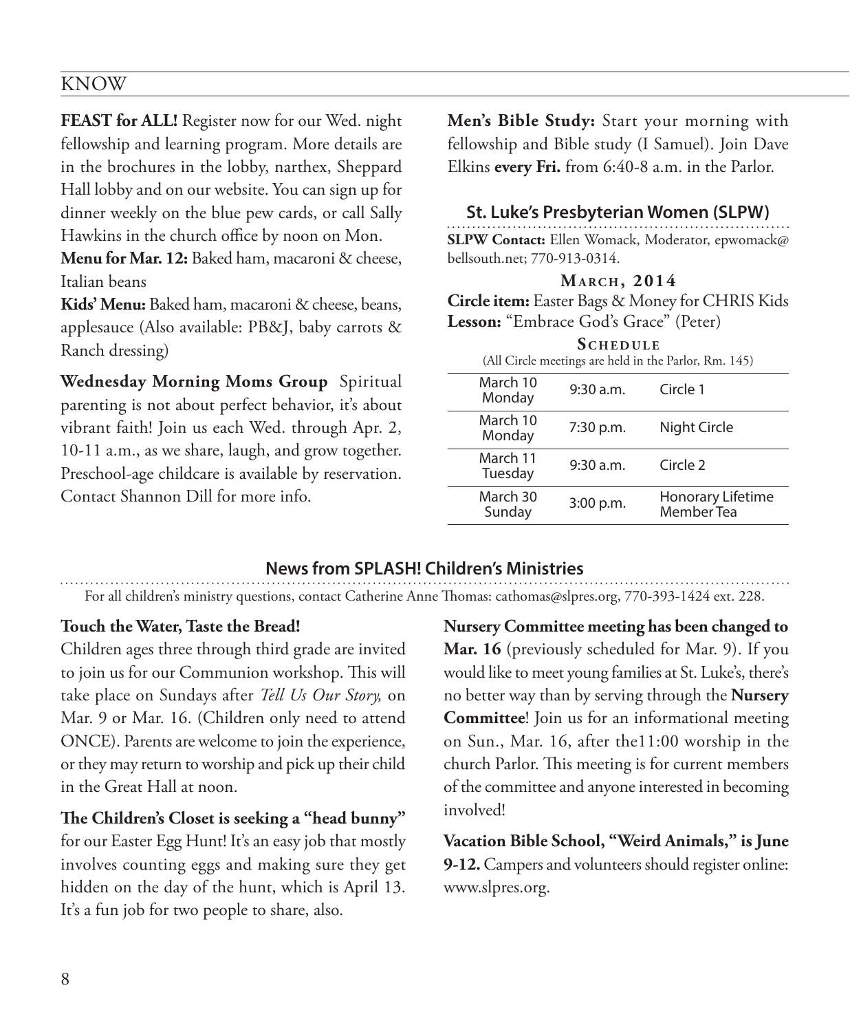## KNOW

**FEAST for ALL!** Register now for our Wed. night fellowship and learning program. More details are in the brochures in the lobby, narthex, Sheppard Hall lobby and on our website. You can sign up for dinner weekly on the blue pew cards, or call Sally Hawkins in the church office by noon on Mon.

**Menu for Mar. 12:** Baked ham, macaroni & cheese, Italian beans

**Kids' Menu:** Baked ham, macaroni & cheese, beans, applesauce (Also available: PB&J, baby carrots & Ranch dressing)

**Wednesday Morning Moms Group** Spiritual parenting is not about perfect behavior, it's about vibrant faith! Join us each Wed. through Apr. 2, 10-11 a.m., as we share, laugh, and grow together. Preschool-age childcare is available by reservation. Contact Shannon Dill for more info.

**Men's Bible Study:** Start your morning with fellowship and Bible study (I Samuel). Join Dave Elkins **every Fri.** from 6:40-8 a.m. in the Parlor.

### St. Luke's Presbyterian Women (SLPW)

**SLPW Contact:** Ellen Womack, Moderator, epwomack@bellsouth.net; 770-913-0314.

**March, 2014**

**Circle item:** Easter Bags & Money for CHRIS Kids
**Lesson:** "Embrace God's Grace" (Peter)

**Schedule**

(All Circle meetings are held in the Parlor, Rm. 145)

| Date | Time | Event |
|---|---|---|
| March 10 Monday | 9:30 a.m. | Circle 1 |
| March 10 Monday | 7:30 p.m. | Night Circle |
| March 11 Tuesday | 9:30 a.m. | Circle 2 |
| March 30 Sunday | 3:00 p.m. | Honorary Lifetime Member Tea |

### News from SPLASH! Children's Ministries

For all children's ministry questions, contact Catherine Anne Thomas: cathomas@slpres.org, 770-393-1424 ext. 228.

**Touch the Water, Taste the Bread!**
Children ages three through third grade are invited to join us for our Communion workshop. This will take place on Sundays after *Tell Us Our Story,* on Mar. 9 or Mar. 16. (Children only need to attend ONCE). Parents are welcome to join the experience, or they may return to worship and pick up their child in the Great Hall at noon.

**The Children's Closet is seeking a "head bunny"** for our Easter Egg Hunt! It's an easy job that mostly involves counting eggs and making sure they get hidden on the day of the hunt, which is April 13. It's a fun job for two people to share, also.

**Nursery Committee meeting has been changed to Mar. 16** (previously scheduled for Mar. 9). If you would like to meet young families at St. Luke's, there's no better way than by serving through the **Nursery Committee**! Join us for an informational meeting on Sun., Mar. 16, after the11:00 worship in the church Parlor. This meeting is for current members of the committee and anyone interested in becoming involved!

**Vacation Bible School, "Weird Animals," is June 9-12.** Campers and volunteers should register online: www.slpres.org.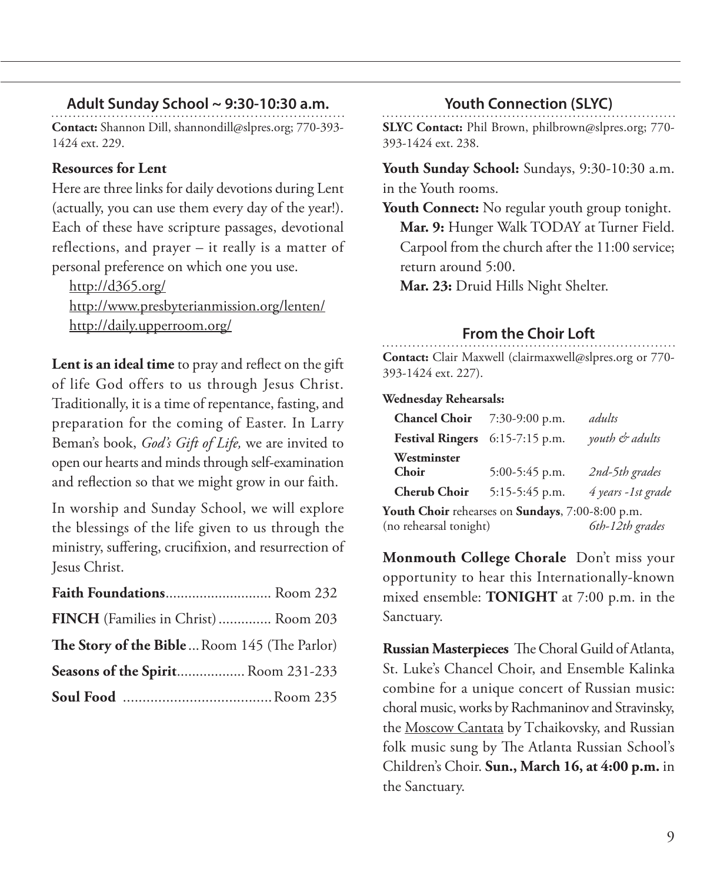## Adult Sunday School ~ 9:30-10:30 a.m.

**Contact:** Shannon Dill, shannondill@slpres.org; 770-393-1424 ext. 229.

**Resources for Lent**

Here are three links for daily devotions during Lent (actually, you can use them every day of the year!). Each of these have scripture passages, devotional reflections, and prayer – it really is a matter of personal preference on which one you use.

http://d365.org/
http://www.presbyterianmission.org/lenten/
http://daily.upperroom.org/

**Lent is an ideal time** to pray and reflect on the gift of life God offers to us through Jesus Christ. Traditionally, it is a time of repentance, fasting, and preparation for the coming of Easter. In Larry Beman's book, *God's Gift of Life,* we are invited to open our hearts and minds through self-examination and reflection so that we might grow in our faith.

In worship and Sunday School, we will explore the blessings of the life given to us through the ministry, suffering, crucifixion, and resurrection of Jesus Christ.

**Faith Foundations**............................ Room 232
**FINCH** (Families in Christ) .............. Room 203
**The Story of the Bible** ... Room 145 (The Parlor)
**Seasons of the Spirit**.................. Room 231-233
**Soul Food** ...................................... Room 235

## Youth Connection (SLYC)

**SLYC Contact:** Phil Brown, philbrown@slpres.org; 770-393-1424 ext. 238.

**Youth Sunday School:** Sundays, 9:30-10:30 a.m. in the Youth rooms.

**Youth Connect:** No regular youth group tonight.

**Mar. 9:** Hunger Walk TODAY at Turner Field. Carpool from the church after the 11:00 service; return around 5:00.

**Mar. 23:** Druid Hills Night Shelter.

## From the Choir Loft

**Contact:** Clair Maxwell (clairmaxwell@slpres.org or 770-393-1424 ext. 227).

**Wednesday Rehearsals:**

| | | |
|---|---|---|
| **Chancel Choir** | 7:30-9:00 p.m. | *adults* |
| **Festival Ringers** | 6:15-7:15 p.m. | *youth & adults* |
| **Westminster Choir** | 5:00-5:45 p.m. | *2nd-5th grades* |
| **Cherub Choir** | 5:15-5:45 p.m. | *4 years -1st grade* |

**Youth Choir** rehearses on **Sundays**, 7:00-8:00 p.m. (no rehearsal tonight) *6th-12th grades*

**Monmouth College Chorale** Don't miss your opportunity to hear this Internationally-known mixed ensemble: **TONIGHT** at 7:00 p.m. in the Sanctuary.

**Russian Masterpieces** The Choral Guild of Atlanta, St. Luke's Chancel Choir, and Ensemble Kalinka combine for a unique concert of Russian music: choral music, works by Rachmaninov and Stravinsky, the Moscow Cantata by Tchaikovsky, and Russian folk music sung by The Atlanta Russian School's Children's Choir. **Sun., March 16, at 4:00 p.m.** in the Sanctuary.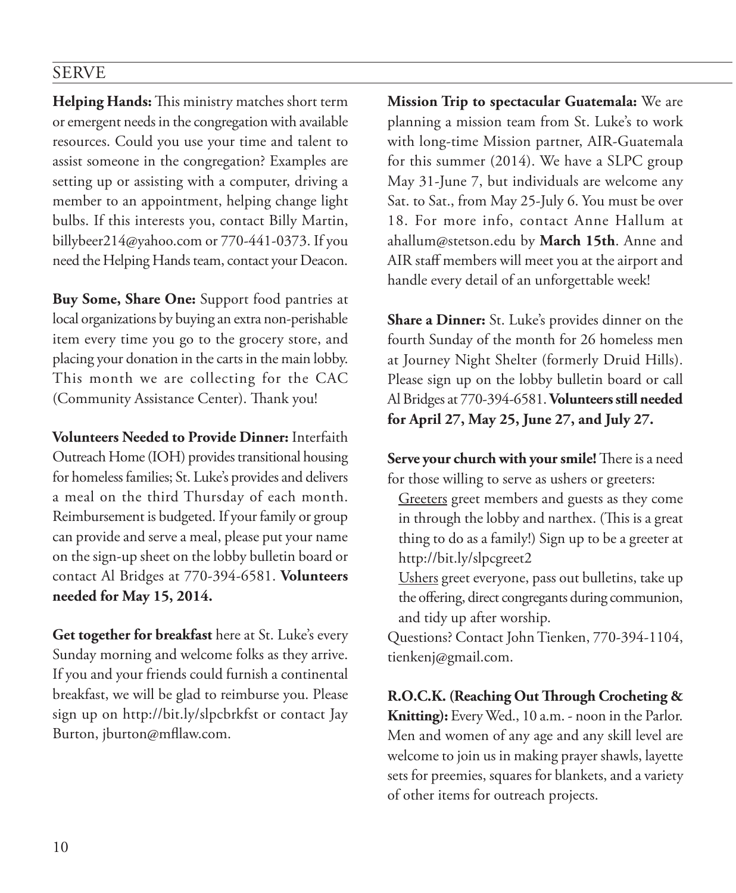## SERVE

**Helping Hands:** This ministry matches short term or emergent needs in the congregation with available resources. Could you use your time and talent to assist someone in the congregation? Examples are setting up or assisting with a computer, driving a member to an appointment, helping change light bulbs. If this interests you, contact Billy Martin, billybeer214@yahoo.com or 770-441-0373. If you need the Helping Hands team, contact your Deacon.

**Buy Some, Share One:** Support food pantries at local organizations by buying an extra non-perishable item every time you go to the grocery store, and placing your donation in the carts in the main lobby. This month we are collecting for the CAC (Community Assistance Center). Thank you!

**Volunteers Needed to Provide Dinner:** Interfaith Outreach Home (IOH) provides transitional housing for homeless families; St. Luke's provides and delivers a meal on the third Thursday of each month. Reimbursement is budgeted. If your family or group can provide and serve a meal, please put your name on the sign-up sheet on the lobby bulletin board or contact Al Bridges at 770-394-6581. **Volunteers needed for May 15, 2014.**

**Get together for breakfast** here at St. Luke's every Sunday morning and welcome folks as they arrive. If you and your friends could furnish a continental breakfast, we will be glad to reimburse you. Please sign up on http://bit.ly/slpcbrkfst or contact Jay Burton, jburton@mfllaw.com.

**Mission Trip to spectacular Guatemala:** We are planning a mission team from St. Luke's to work with long-time Mission partner, AIR-Guatemala for this summer (2014). We have a SLPC group May 31-June 7, but individuals are welcome any Sat. to Sat., from May 25-July 6. You must be over 18. For more info, contact Anne Hallum at ahallum@stetson.edu by **March 15th**. Anne and AIR staff members will meet you at the airport and handle every detail of an unforgettable week!

**Share a Dinner:** St. Luke's provides dinner on the fourth Sunday of the month for 26 homeless men at Journey Night Shelter (formerly Druid Hills). Please sign up on the lobby bulletin board or call Al Bridges at 770-394-6581. **Volunteers still needed for April 27, May 25, June 27, and July 27.**

**Serve your church with your smile!** There is a need for those willing to serve as ushers or greeters:

Greeters greet members and guests as they come in through the lobby and narthex. (This is a great thing to do as a family!) Sign up to be a greeter at http://bit.ly/slpcgreet2

Ushers greet everyone, pass out bulletins, take up the offering, direct congregants during communion, and tidy up after worship.

Questions? Contact John Tienken, 770-394-1104, tienkenj@gmail.com.

**R.O.C.K. (Reaching Out Through Crocheting & Knitting):** Every Wed., 10 a.m. - noon in the Parlor. Men and women of any age and any skill level are welcome to join us in making prayer shawls, layette sets for preemies, squares for blankets, and a variety of other items for outreach projects.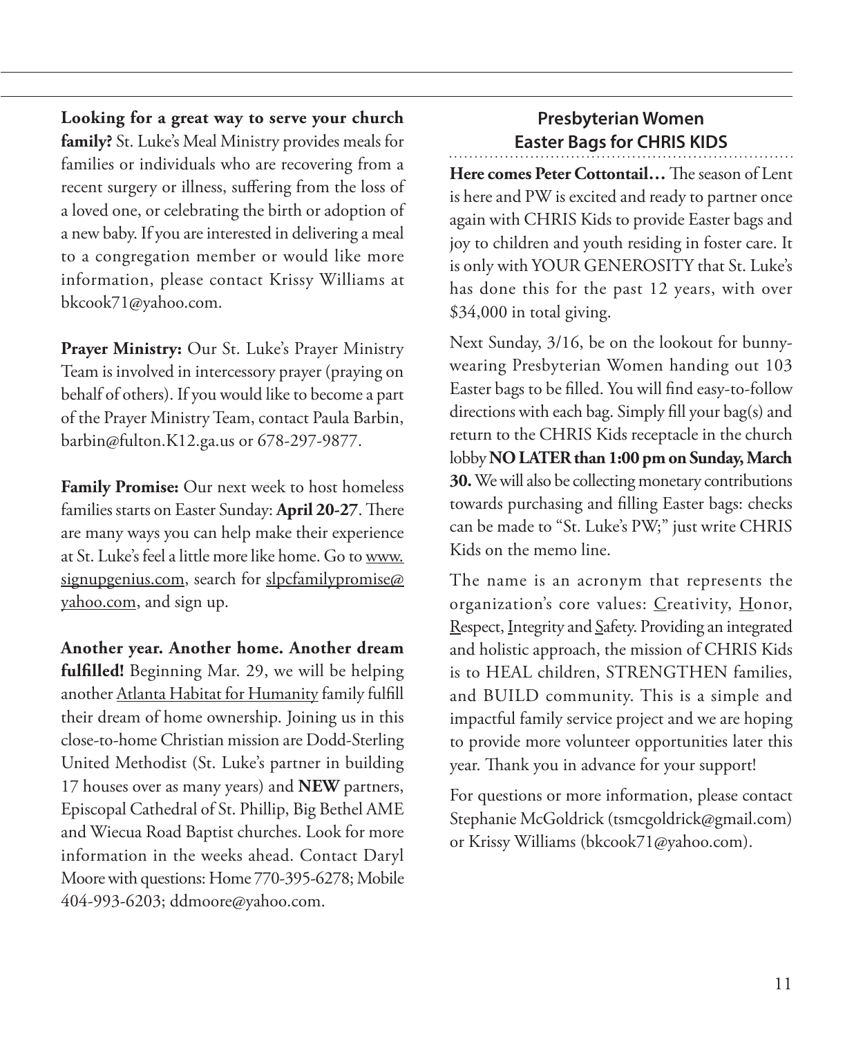**Looking for a great way to serve your church family?** St. Luke's Meal Ministry provides meals for families or individuals who are recovering from a recent surgery or illness, suffering from the loss of a loved one, or celebrating the birth or adoption of a new baby. If you are interested in delivering a meal to a congregation member or would like more information, please contact Krissy Williams at bkcook71@yahoo.com.

**Prayer Ministry:** Our St. Luke's Prayer Ministry Team is involved in intercessory prayer (praying on behalf of others). If you would like to become a part of the Prayer Ministry Team, contact Paula Barbin, barbin@fulton.K12.ga.us or 678-297-9877.

**Family Promise:** Our next week to host homeless families starts on Easter Sunday: **April 20-27**. There are many ways you can help make their experience at St. Luke's feel a little more like home. Go to www.signupgenius.com, search for slpcfamilypromise@yahoo.com, and sign up.

**Another year. Another home. Another dream fulfilled!** Beginning Mar. 29, we will be helping another Atlanta Habitat for Humanity family fulfill their dream of home ownership. Joining us in this close-to-home Christian mission are Dodd-Sterling United Methodist (St. Luke's partner in building 17 houses over as many years) and **NEW** partners, Episcopal Cathedral of St. Phillip, Big Bethel AME and Wiecua Road Baptist churches. Look for more information in the weeks ahead. Contact Daryl Moore with questions: Home 770-395-6278; Mobile 404-993-6203; ddmoore@yahoo.com.

## Presbyterian Women Easter Bags for CHRIS KIDS

**Here comes Peter Cottontail…** The season of Lent is here and PW is excited and ready to partner once again with CHRIS Kids to provide Easter bags and joy to children and youth residing in foster care. It is only with YOUR GENEROSITY that St. Luke's has done this for the past 12 years, with over $34,000 in total giving.

Next Sunday, 3/16, be on the lookout for bunny-wearing Presbyterian Women handing out 103 Easter bags to be filled. You will find easy-to-follow directions with each bag. Simply fill your bag(s) and return to the CHRIS Kids receptacle in the church lobby **NO LATER than 1:00 pm on Sunday, March 30.** We will also be collecting monetary contributions towards purchasing and filling Easter bags: checks can be made to "St. Luke's PW;" just write CHRIS Kids on the memo line.

The name is an acronym that represents the organization's core values: Creativity, Honor, Respect, Integrity and Safety. Providing an integrated and holistic approach, the mission of CHRIS Kids is to HEAL children, STRENGTHEN families, and BUILD community. This is a simple and impactful family service project and we are hoping to provide more volunteer opportunities later this year. Thank you in advance for your support!

For questions or more information, please contact Stephanie McGoldrick (tsmcgoldrick@gmail.com) or Krissy Williams (bkcook71@yahoo.com).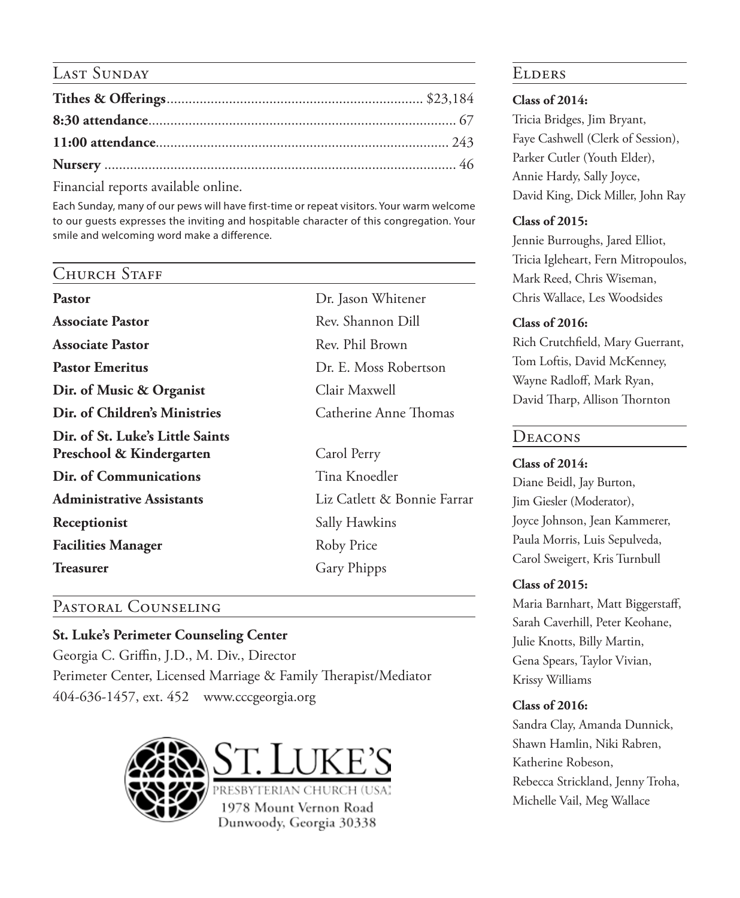## Last Sunday

**Tithes & Offerings**........ $23,184
**8:30 attendance**........ 67
**11:00 attendance**........ 243
**Nursery**........ 46

Financial reports available online.

Each Sunday, many of our pews will have first-time or repeat visitors. Your warm welcome to our guests expresses the inviting and hospitable character of this congregation. Your smile and welcoming word make a difference.

## Church Staff

| | |
|---|---|
| **Pastor** | Dr. Jason Whitener |
| **Associate Pastor** | Rev. Shannon Dill |
| **Associate Pastor** | Rev. Phil Brown |
| **Pastor Emeritus** | Dr. E. Moss Robertson |
| **Dir. of Music & Organist** | Clair Maxwell |
| **Dir. of Children's Ministries** | Catherine Anne Thomas |
| **Dir. of St. Luke's Little Saints Preschool & Kindergarten** | Carol Perry |
| **Dir. of Communications** | Tina Knoedler |
| **Administrative Assistants** | Liz Catlett & Bonnie Farrar |
| **Receptionist** | Sally Hawkins |
| **Facilities Manager** | Roby Price |
| **Treasurer** | Gary Phipps |

## Pastoral Counseling

**St. Luke's Perimeter Counseling Center**
Georgia C. Griffin, J.D., M. Div., Director
Perimeter Center, Licensed Marriage & Family Therapist/Mediator
404-636-1457, ext. 452 www.cccgeorgia.org

ST. LUKE'S
PRESBYTERIAN CHURCH (USA)
1978 Mount Vernon Road
Dunwoody, Georgia 30338

## Elders

**Class of 2014:**
Tricia Bridges, Jim Bryant, Faye Cashwell (Clerk of Session), Parker Cutler (Youth Elder), Annie Hardy, Sally Joyce, David King, Dick Miller, John Ray

**Class of 2015:**
Jennie Burroughs, Jared Elliot, Tricia Igleheart, Fern Mitropoulos, Mark Reed, Chris Wiseman, Chris Wallace, Les Woodsides

**Class of 2016:**
Rich Crutchfield, Mary Guerrant, Tom Loftis, David McKenney, Wayne Radloff, Mark Ryan, David Tharp, Allison Thornton

## Deacons

**Class of 2014:**
Diane Beidl, Jay Burton, Jim Giesler (Moderator), Joyce Johnson, Jean Kammerer, Paula Morris, Luis Sepulveda, Carol Sweigert, Kris Turnbull

**Class of 2015:**
Maria Barnhart, Matt Biggerstaff, Sarah Caverhill, Peter Keohane, Julie Knotts, Billy Martin, Gena Spears, Taylor Vivian, Krissy Williams

**Class of 2016:**
Sandra Clay, Amanda Dunnick, Shawn Hamlin, Niki Rabren, Katherine Robeson, Rebecca Strickland, Jenny Troha, Michelle Vail, Meg Wallace